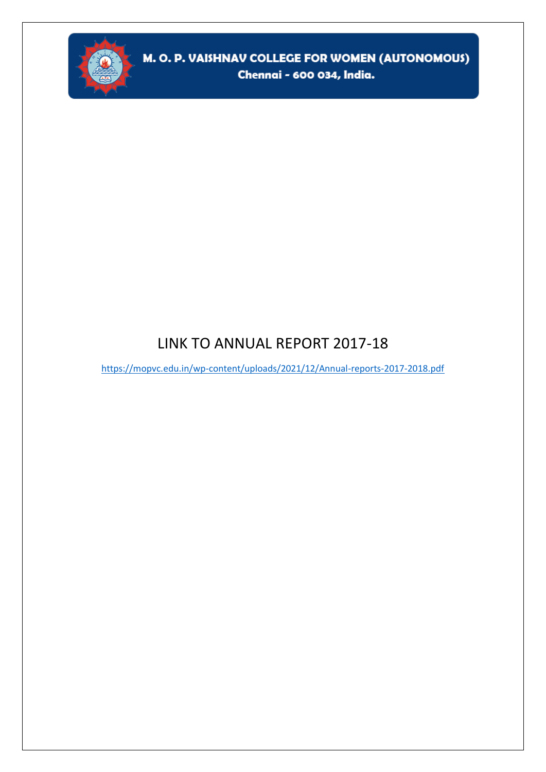M. O. P. VAISHNAV COLLEGE FOR WOMEN (AUTONOMOUS)

Chennai - 600 034, India.

# LINK TO ANNUAL REPORT 2017-18

https://mopvc.edu.in/wp-content/uploads/2021/12/Annual-reports-2017-2018.pdf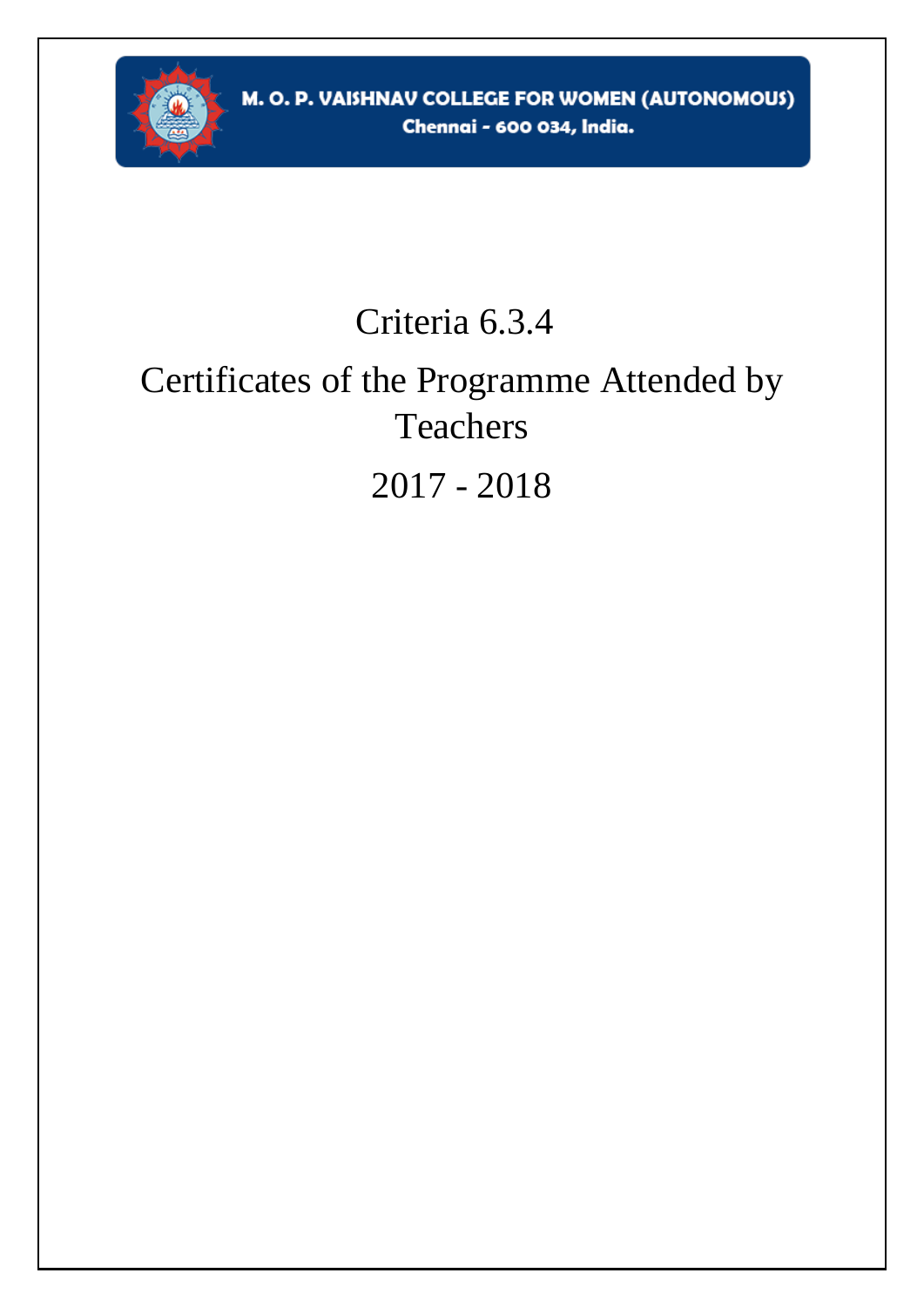**M. O. P. VAISHNAV COLLEGE FOR WOMEN (AUTONOMOUS)**

**Chennai - 600 034, India.**

# Criteria 6.3.4

# Certificates of the Programme Attended by Teachers

# 2017 - 2018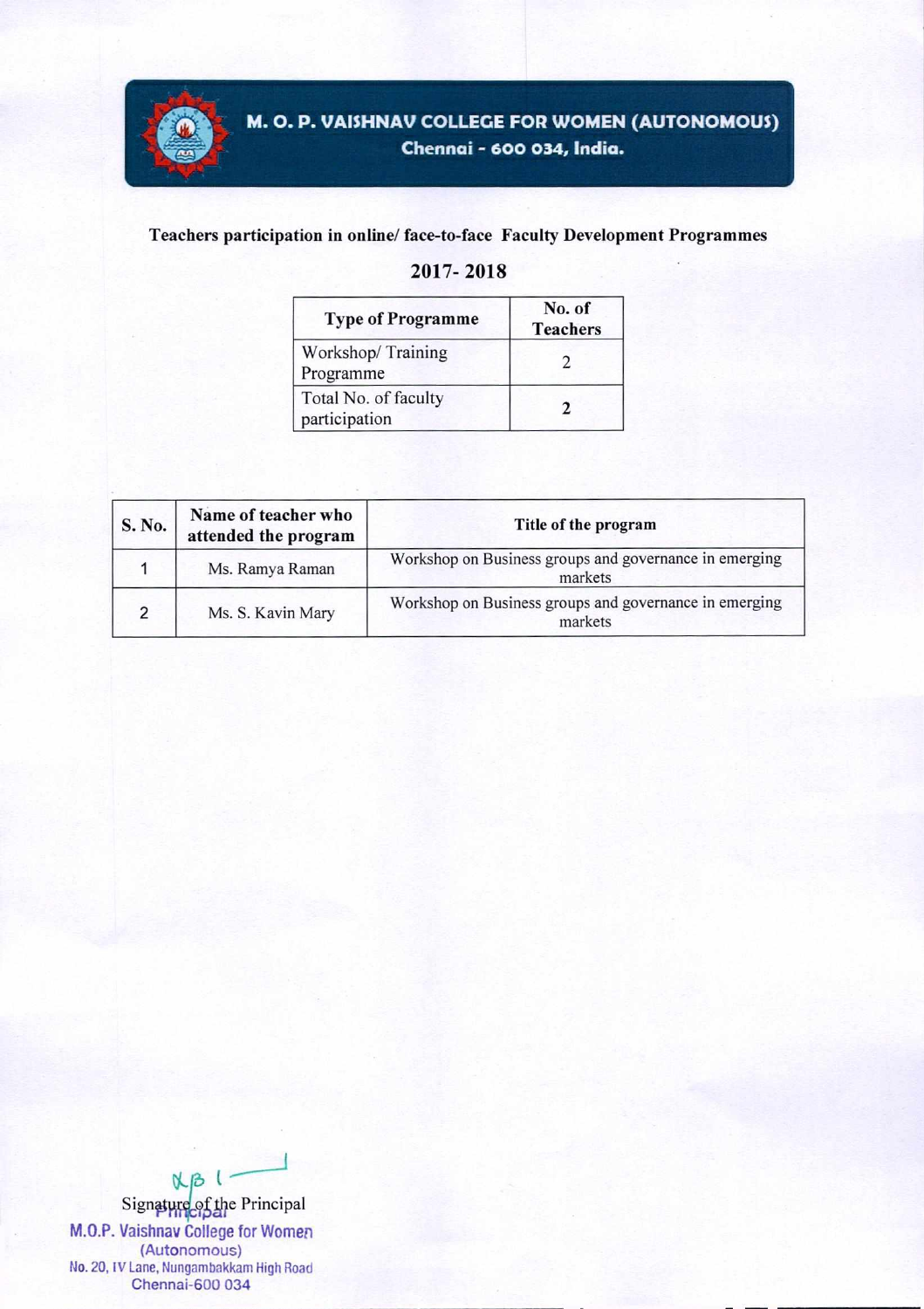# M. O. P. VAISHNAV COLLEGE FOR WOMEN (AUTONOMOUS)

Chennai - 600 034, India.

## Teachers participation in online/ face-to-face Faculty Development Programmes

## 2017- 2018

| Type of Programme | No. of Teachers |
|---|---|
| Workshop/ Training Programme | 2 |
| Total No. of faculty participation | **2** |

| S. No. | Name of teacher who attended the program | Title of the program |
|---|---|---|
| 1 | Ms. Ramya Raman | Workshop on Business groups and governance in emerging markets |
| 2 | Ms. S. Kavin Mary | Workshop on Business groups and governance in emerging markets |

Signature of the Principal

Principal
M.O.P. Vaishnav College for Women
(Autonomous)
No. 20, IV Lane, Nungambakkam High Road
Chennai-600 034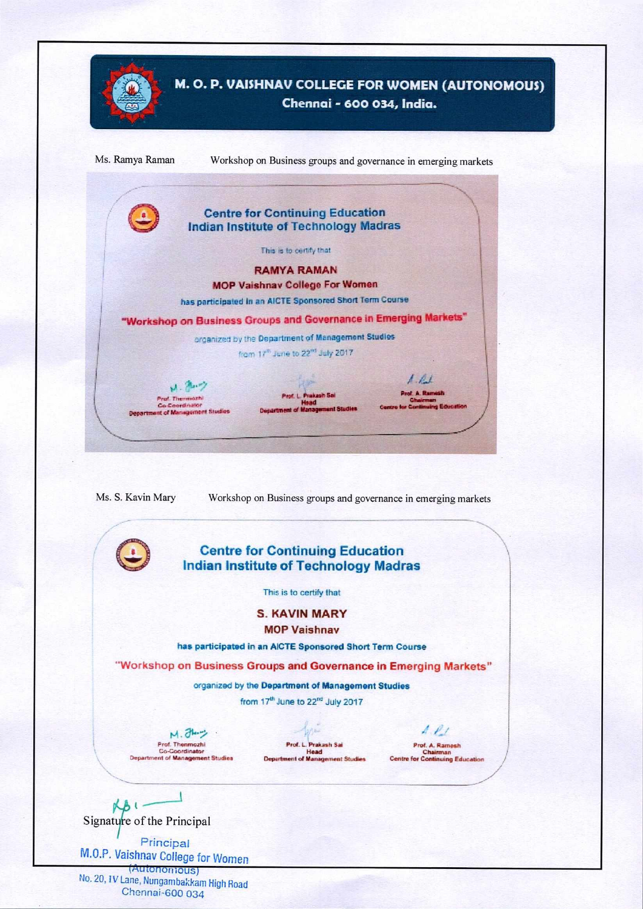# M. O. P. VAISHNAV COLLEGE FOR WOMEN (AUTONOMOUS)
**Chennai - 600 034, India.**

Ms. Ramya Raman Workshop on Business groups and governance in emerging markets

**Centre for Continuing Education**
**Indian Institute of Technology Madras**

This is to certify that

**RAMYA RAMAN**
**MOP Vaishnav College For Women**

**has participated in an AICTE Sponsored Short Term Course**

**"Workshop on Business Groups and Governance in Emerging Markets"**

organized by the **Department of Management Studies**

from 17th June to 22nd July 2017

| | | |
|---|---|---|
| Prof. Thenmozhi<br>Co-Coordinator<br>Department of Management Studies | Prof. L. Prakash Sai<br>Head<br>Department of Management Studies | Prof. A. Ramesh<br>Chairman<br>Centre for Continuing Education |

Ms. S. Kavin Mary Workshop on Business groups and governance in emerging markets

**Centre for Continuing Education**
**Indian Institute of Technology Madras**

This is to certify that

**S. KAVIN MARY**
**MOP Vaishnav**

**has participated in an AICTE Sponsored Short Term Course**

**"Workshop on Business Groups and Governance in Emerging Markets"**

organized by the **Department of Management Studies**

from 17th June to 22nd July 2017

| | | |
|---|---|---|
| Prof. Thenmozhi<br>Co-Coordinator<br>Department of Management Studies | Prof. L. Prakash Sai<br>Head<br>Department of Management Studies | Prof. A. Ramesh<br>Chairman<br>Centre for Continuing Education |

Signature of the Principal

Principal
M.O.P. Vaishnav College for Women
(Autonomous)
No. 20, IV Lane, Nungambakkam High Road
Chennai-600 034